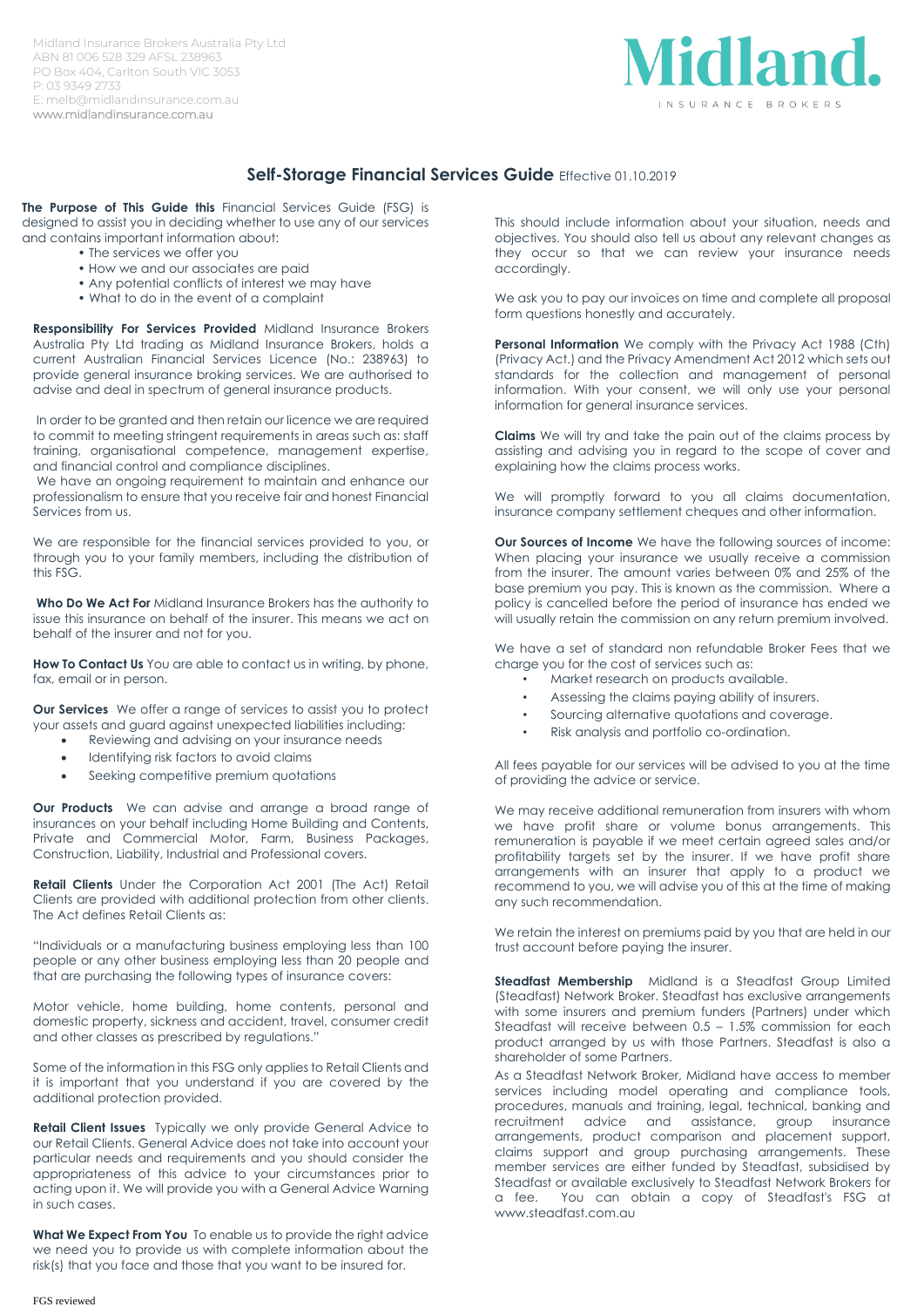Midland Insurance Brokers Australia Pty Ltd
ABN 81 006 528 329 AFSL 238963
PO Box 404, Carlton South VIC 3053
P: 03 9349 2733
E: melb@midlandinsurance.com.au
www.midlandinsurance.com.au

**Midland.**
INSURANCE BROKERS

# Self-Storage Financial Services Guide Effective 01.10.2019

**The Purpose of This Guide this** Financial Services Guide (FSG) is designed to assist you in deciding whether to use any of our services and contains important information about:

- The services we offer you
- How we and our associates are paid
- Any potential conflicts of interest we may have
- What to do in the event of a complaint

**Responsibility For Services Provided** Midland Insurance Brokers Australia Pty Ltd trading as Midland Insurance Brokers, holds a current Australian Financial Services Licence (No.: 238963) to provide general insurance broking services. We are authorised to advise and deal in spectrum of general insurance products.

In order to be granted and then retain our licence we are required to commit to meeting stringent requirements in areas such as: staff training, organisational competence, management expertise, and financial control and compliance disciplines.
We have an ongoing requirement to maintain and enhance our professionalism to ensure that you receive fair and honest Financial Services from us.

We are responsible for the financial services provided to you, or through you to your family members, including the distribution of this FSG.

**Who Do We Act For** Midland Insurance Brokers has the authority to issue this insurance on behalf of the insurer. This means we act on behalf of the insurer and not for you.

**How To Contact Us** You are able to contact us in writing, by phone, fax, email or in person.

**Our Services** We offer a range of services to assist you to protect your assets and guard against unexpected liabilities including:

- Reviewing and advising on your insurance needs
- Identifying risk factors to avoid claims
- Seeking competitive premium quotations

**Our Products** We can advise and arrange a broad range of insurances on your behalf including Home Building and Contents, Private and Commercial Motor, Farm, Business Packages, Construction, Liability, Industrial and Professional covers.

**Retail Clients** Under the Corporation Act 2001 (The Act) Retail Clients are provided with additional protection from other clients. The Act defines Retail Clients as:

"Individuals or a manufacturing business employing less than 100 people or any other business employing less than 20 people and that are purchasing the following types of insurance covers:

Motor vehicle, home building, home contents, personal and domestic property, sickness and accident, travel, consumer credit and other classes as prescribed by regulations."

Some of the information in this FSG only applies to Retail Clients and it is important that you understand if you are covered by the additional protection provided.

**Retail Client Issues** Typically we only provide General Advice to our Retail Clients. General Advice does not take into account your particular needs and requirements and you should consider the appropriateness of this advice to your circumstances prior to acting upon it. We will provide you with a General Advice Warning in such cases.

**What We Expect From You** To enable us to provide the right advice we need you to provide us with complete information about the risk(s) that you face and those that you want to be insured for.

This should include information about your situation, needs and objectives. You should also tell us about any relevant changes as they occur so that we can review your insurance needs accordingly.

We ask you to pay our invoices on time and complete all proposal form questions honestly and accurately.

**Personal Information** We comply with the Privacy Act 1988 (Cth) (Privacy Act.) and the Privacy Amendment Act 2012 which sets out standards for the collection and management of personal information. With your consent, we will only use your personal information for general insurance services.

**Claims** We will try and take the pain out of the claims process by assisting and advising you in regard to the scope of cover and explaining how the claims process works.

We will promptly forward to you all claims documentation, insurance company settlement cheques and other information.

**Our Sources of Income** We have the following sources of income: When placing your insurance we usually receive a commission from the insurer. The amount varies between 0% and 25% of the base premium you pay. This is known as the commission. Where a policy is cancelled before the period of insurance has ended we will usually retain the commission on any return premium involved.

We have a set of standard non refundable Broker Fees that we charge you for the cost of services such as:

- Market research on products available.
- Assessing the claims paying ability of insurers.
- Sourcing alternative quotations and coverage.
- Risk analysis and portfolio co-ordination.

All fees payable for our services will be advised to you at the time of providing the advice or service.

We may receive additional remuneration from insurers with whom we have profit share or volume bonus arrangements. This remuneration is payable if we meet certain agreed sales and/or profitability targets set by the insurer. If we have profit share arrangements with an insurer that apply to a product we recommend to you, we will advise you of this at the time of making any such recommendation.

We retain the interest on premiums paid by you that are held in our trust account before paying the insurer.

**Steadfast Membership** Midland is a Steadfast Group Limited (Steadfast) Network Broker. Steadfast has exclusive arrangements with some insurers and premium funders (Partners) under which Steadfast will receive between 0.5 – 1.5% commission for each product arranged by us with those Partners. Steadfast is also a shareholder of some Partners.
As a Steadfast Network Broker, Midland have access to member services including model operating and compliance tools, procedures, manuals and training, legal, technical, banking and recruitment advice and assistance, group insurance arrangements, product comparison and placement support, claims support and group purchasing arrangements. These member services are either funded by Steadfast, subsidised by Steadfast or available exclusively to Steadfast Network Brokers for a fee. You can obtain a copy of Steadfast's FSG at www.steadfast.com.au

FGS reviewed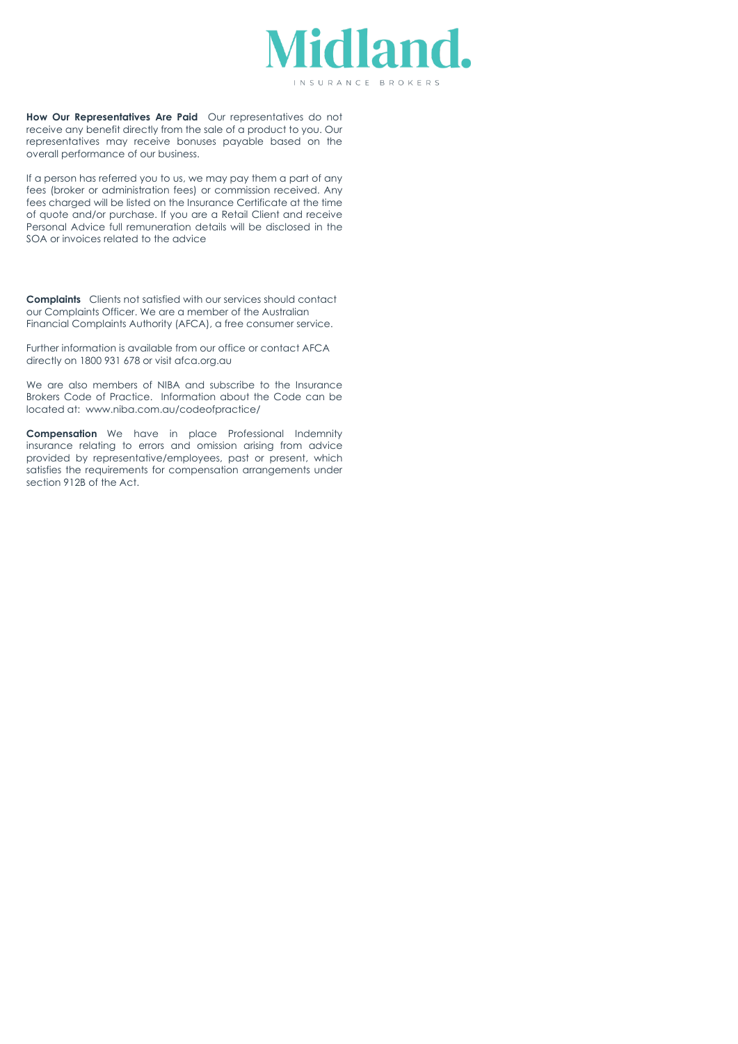**How Our Representatives Are Paid** Our representatives do not receive any benefit directly from the sale of a product to you. Our representatives may receive bonuses payable based on the overall performance of our business.

If a person has referred you to us, we may pay them a part of any fees (broker or administration fees) or commission received. Any fees charged will be listed on the Insurance Certificate at the time of quote and/or purchase. If you are a Retail Client and receive Personal Advice full remuneration details will be disclosed in the SOA or invoices related to the advice

**Complaints** Clients not satisfied with our services should contact our Complaints Officer. We are a member of the Australian Financial Complaints Authority (AFCA), a free consumer service.

Further information is available from our office or contact AFCA directly on 1800 931 678 or visit afca.org.au

We are also members of NIBA and subscribe to the Insurance Brokers Code of Practice. Information about the Code can be located at: www.niba.com.au/codeofpractice/

**Compensation** We have in place Professional Indemnity insurance relating to errors and omission arising from advice provided by representative/employees, past or present, which satisfies the requirements for compensation arrangements under section 912B of the Act.